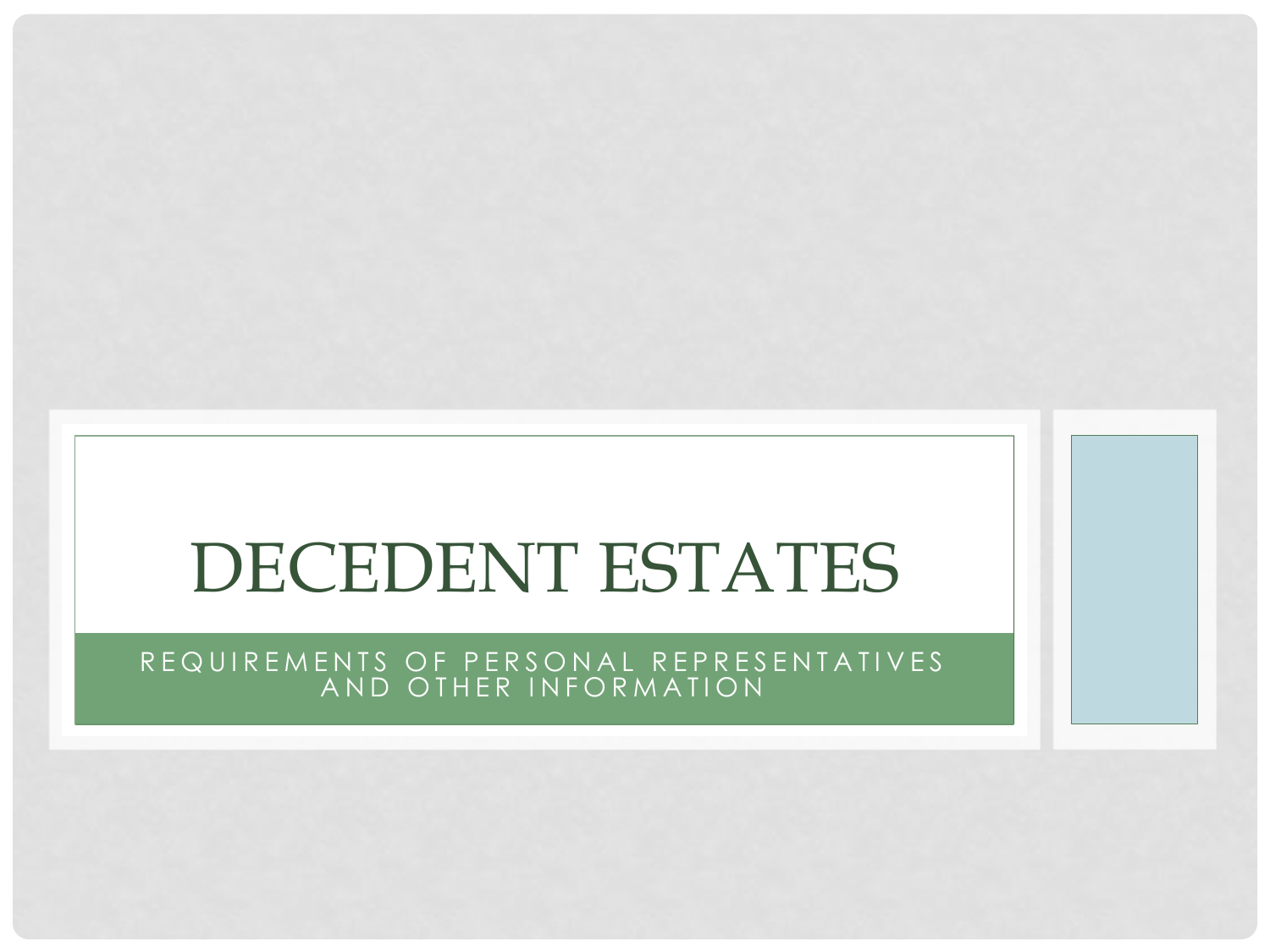# DECEDENT ESTATES

## REQUIREMENTS OF PERSONAL REPRESENTATIVES AND OTHER INFORMATION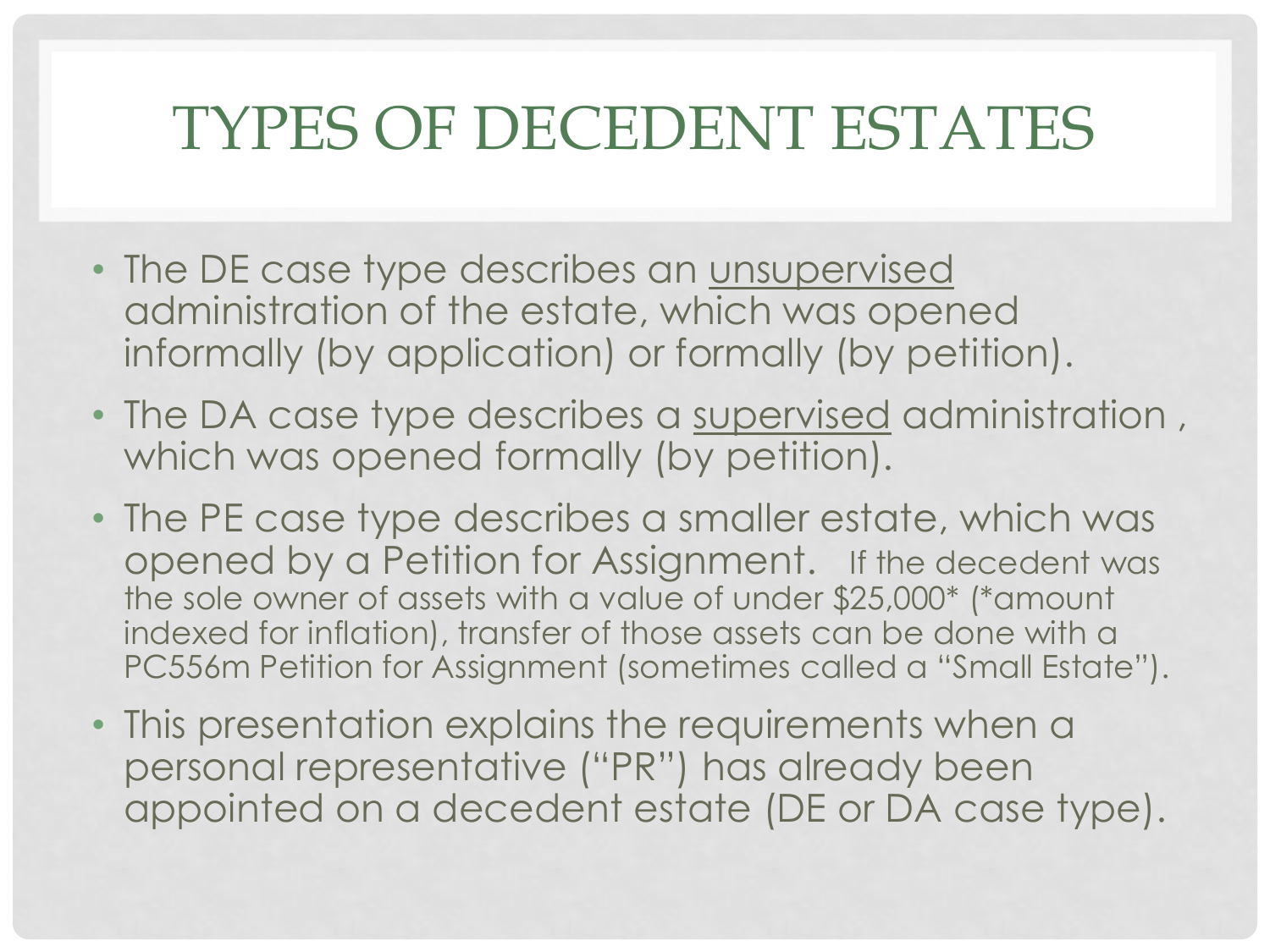# TYPES OF DECEDENT ESTATES

- The DE case type describes an unsupervised administration of the estate, which was opened informally (by application) or formally (by petition).
- The DA case type describes a supervised administration , which was opened formally (by petition).
- The PE case type describes a smaller estate, which was opened by a Petition for Assignment. If the decedent was the sole owner of assets with a value of under $25,000* (*amount indexed for inflation), transfer of those assets can be done with a PC556m Petition for Assignment (sometimes called a "Small Estate").
- This presentation explains the requirements when a personal representative ("PR") has already been appointed on a decedent estate (DE or DA case type).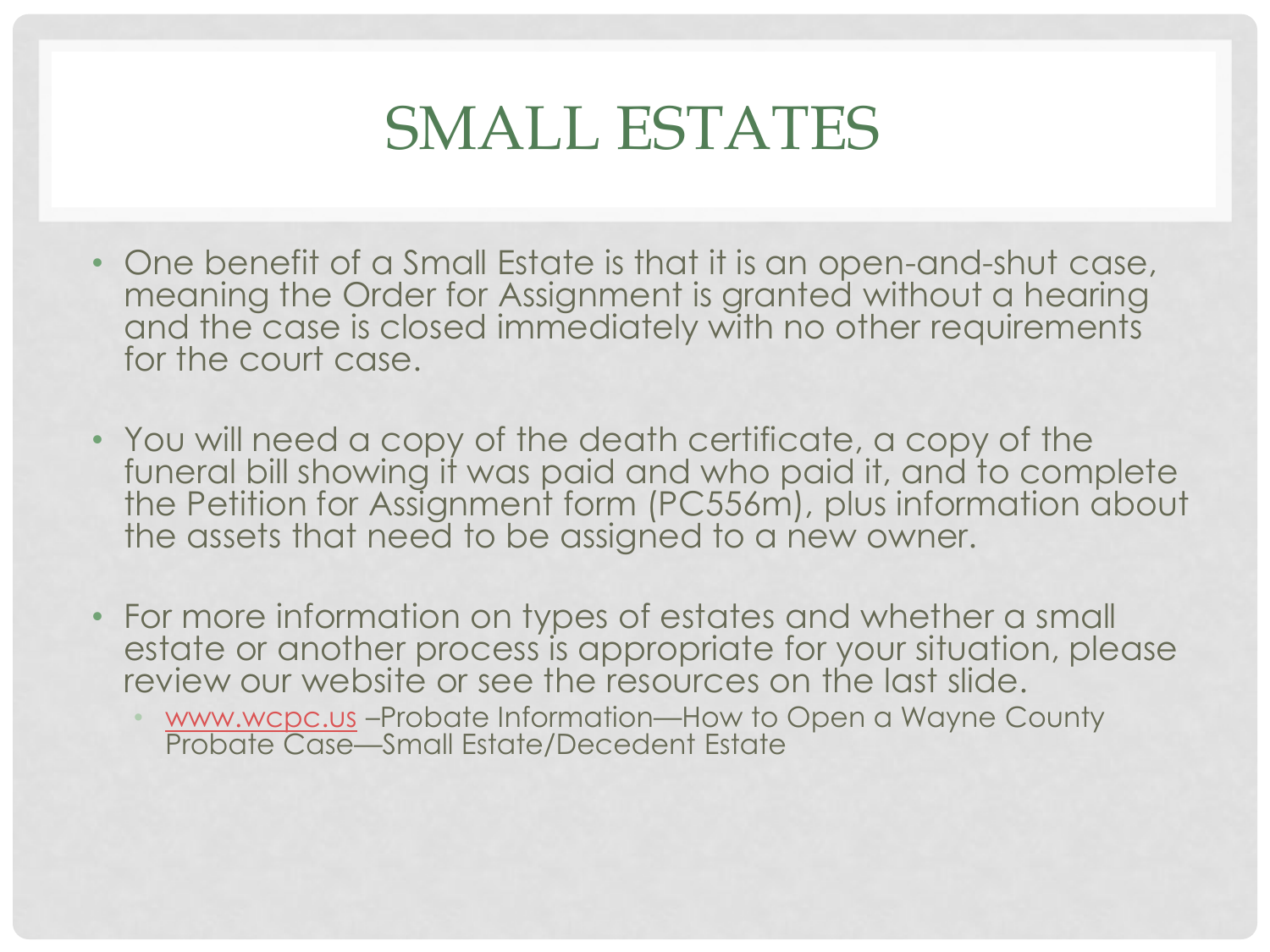# SMALL ESTATES

- One benefit of a Small Estate is that it is an open-and-shut case, meaning the Order for Assignment is granted without a hearing and the case is closed immediately with no other requirements for the court case.

- You will need a copy of the death certificate, a copy of the funeral bill showing it was paid and who paid it, and to complete the Petition for Assignment form (PC556m), plus information about the assets that need to be assigned to a new owner.

- For more information on types of estates and whether a small estate or another process is appropriate for your situation, please review our website or see the resources on the last slide.
  - www.wcpc.us –Probate Information—How to Open a Wayne County Probate Case—Small Estate/Decedent Estate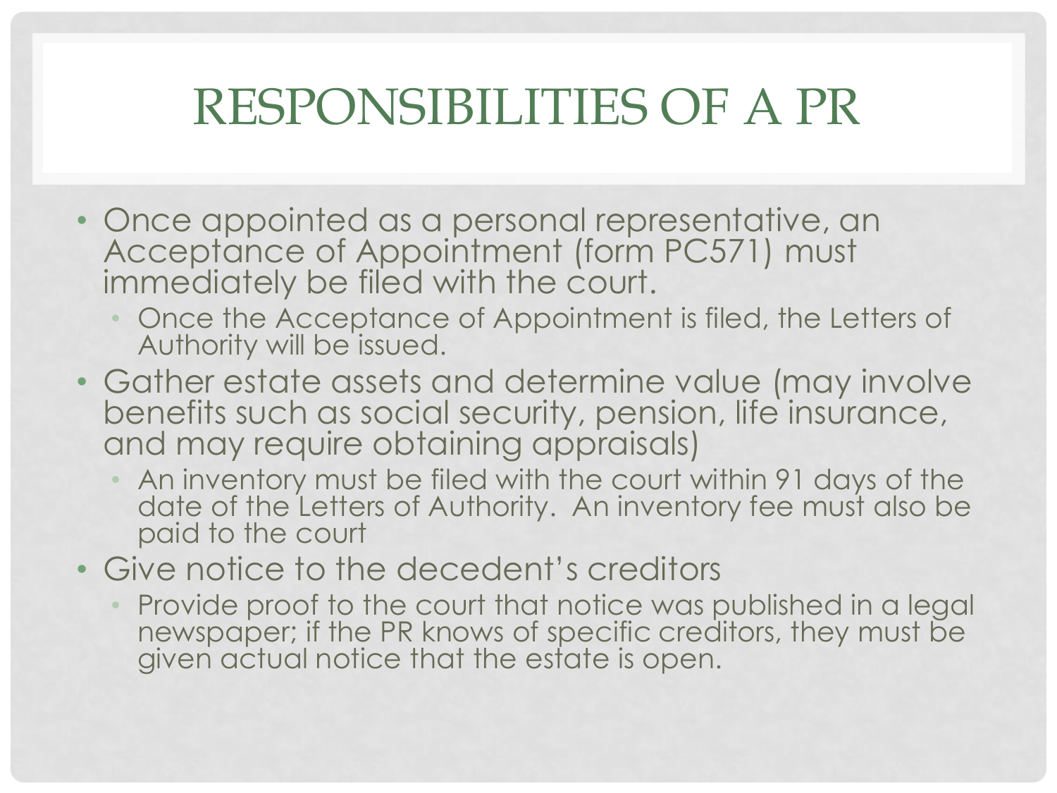# RESPONSIBILITIES OF A PR

- Once appointed as a personal representative, an Acceptance of Appointment (form PC571) must immediately be filed with the court.
  - Once the Acceptance of Appointment is filed, the Letters of Authority will be issued.
- Gather estate assets and determine value (may involve benefits such as social security, pension, life insurance, and may require obtaining appraisals)
  - An inventory must be filed with the court within 91 days of the date of the Letters of Authority. An inventory fee must also be paid to the court
- Give notice to the decedent's creditors
  - Provide proof to the court that notice was published in a legal newspaper; if the PR knows of specific creditors, they must be given actual notice that the estate is open.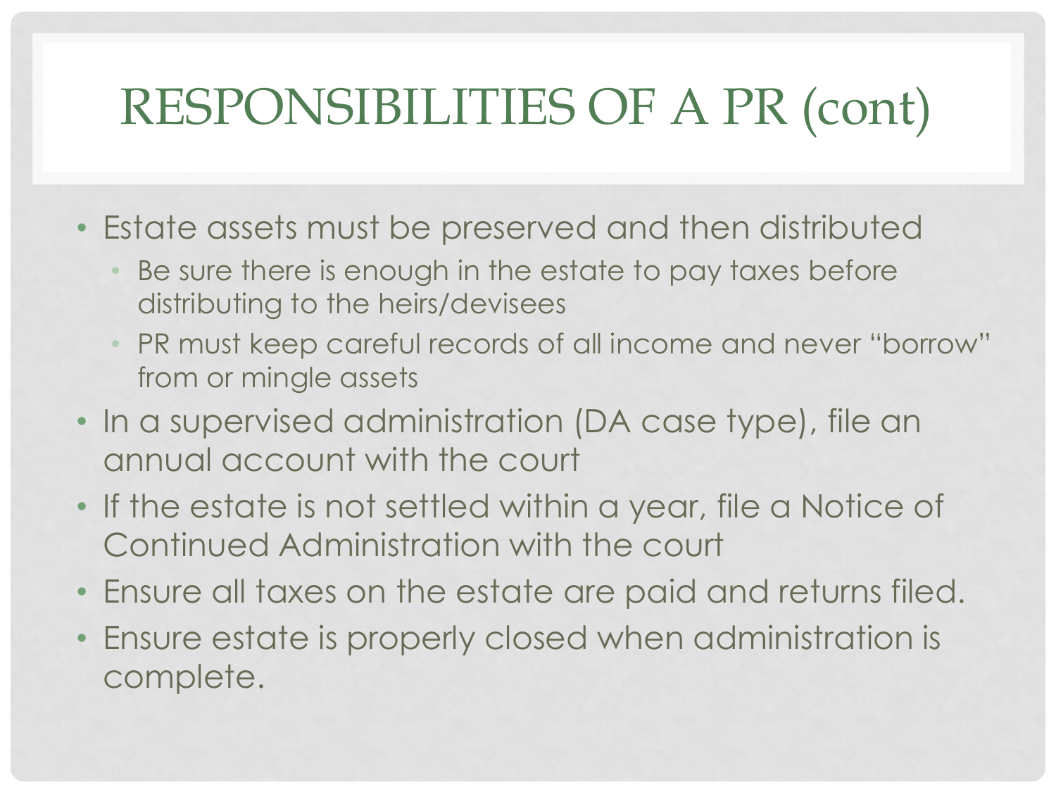# RESPONSIBILITIES OF A PR (cont)

- Estate assets must be preserved and then distributed
  - Be sure there is enough in the estate to pay taxes before distributing to the heirs/devisees
  - PR must keep careful records of all income and never "borrow" from or mingle assets
- In a supervised administration (DA case type), file an annual account with the court
- If the estate is not settled within a year, file a Notice of Continued Administration with the court
- Ensure all taxes on the estate are paid and returns filed.
- Ensure estate is properly closed when administration is complete.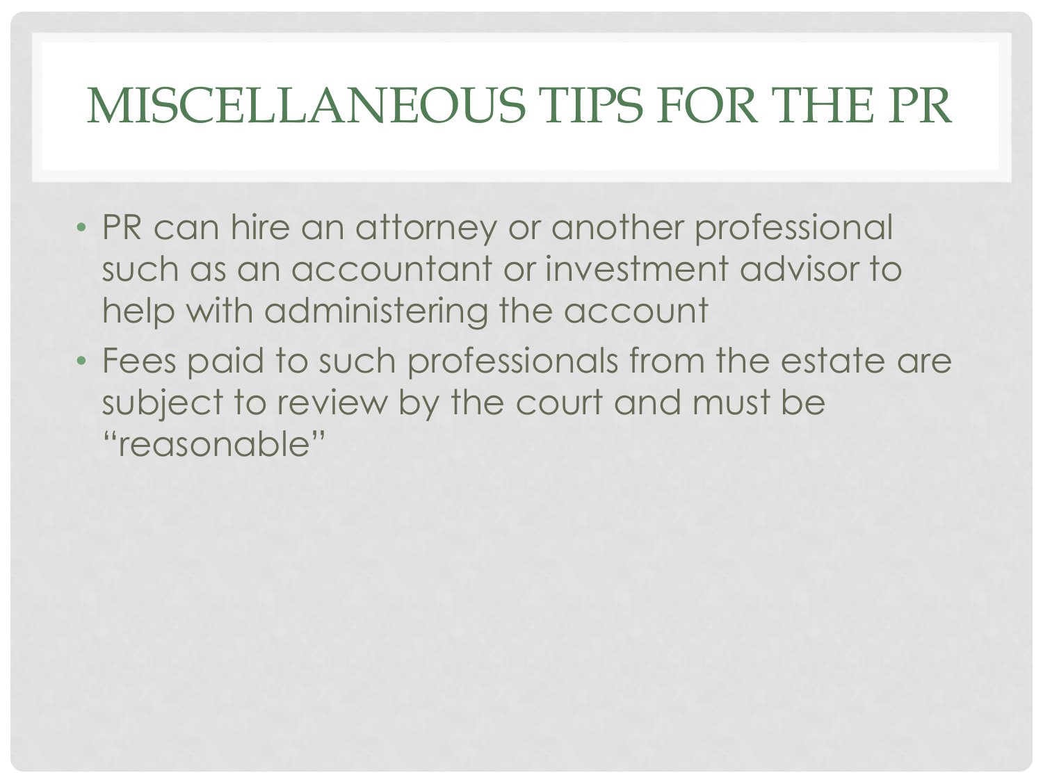# MISCELLANEOUS TIPS FOR THE PR

- PR can hire an attorney or another professional such as an accountant or investment advisor to help with administering the account
- Fees paid to such professionals from the estate are subject to review by the court and must be "reasonable"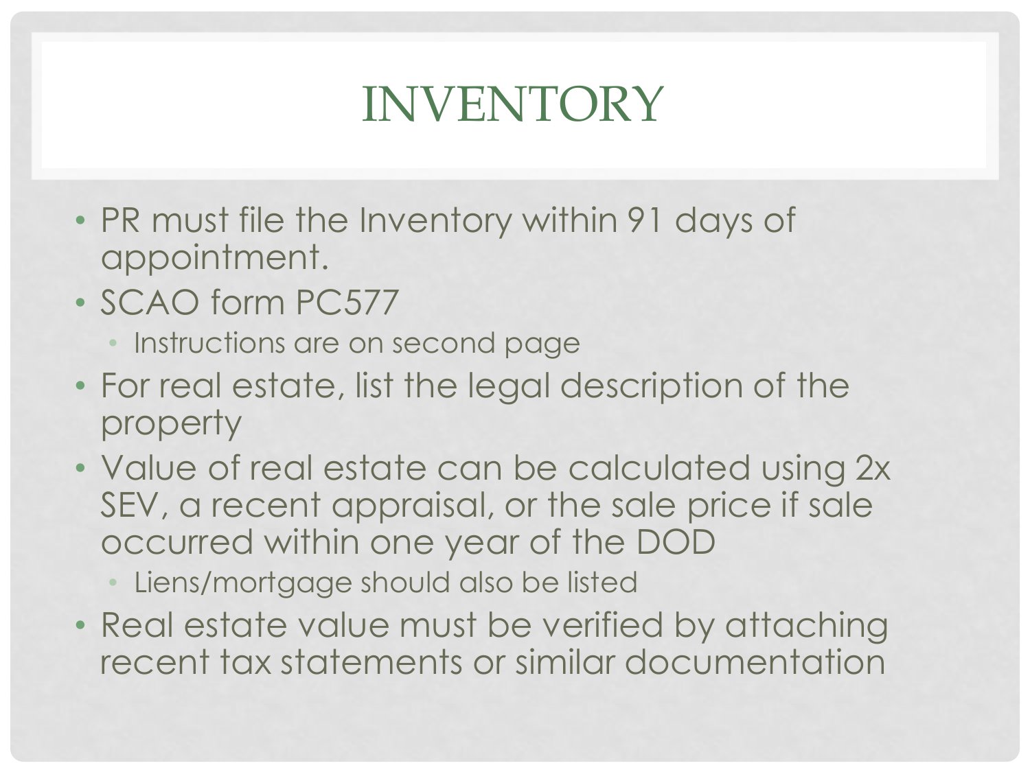# INVENTORY

- PR must file the Inventory within 91 days of appointment.
- SCAO form PC577
  - Instructions are on second page
- For real estate, list the legal description of the property
- Value of real estate can be calculated using 2x SEV, a recent appraisal, or the sale price if sale occurred within one year of the DOD
  - Liens/mortgage should also be listed
- Real estate value must be verified by attaching recent tax statements or similar documentation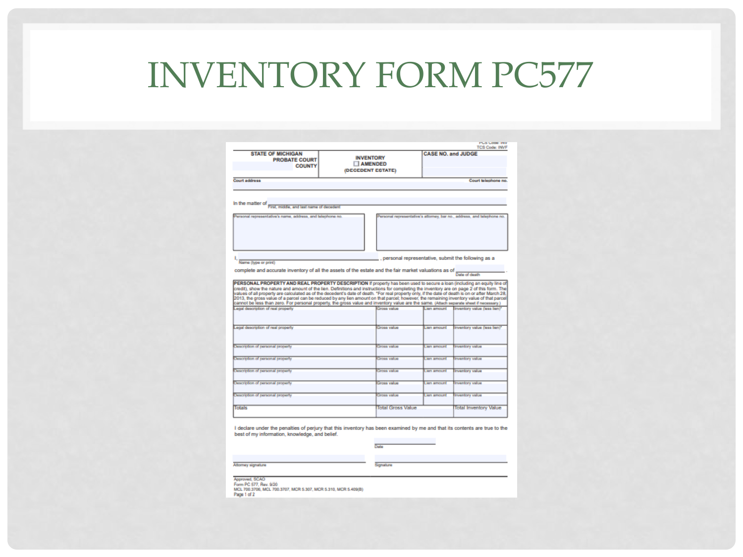# INVENTORY FORM PC577

PCS Code: INV
TCS Code: INVF

| STATE OF MICHIGAN PROBATE COURT COUNTY | INVENTORY ☐ AMENDED (DECEDENT ESTATE) | CASE NO. and JUDGE |
|---|---|---|

Court address | Court telephone no.

In the matter of ______________________ (First, middle, and last name of decedent)

| Personal representative's name, address, and telephone no. | Personal representative's attorney, bar no., address, and telephone no. |
|---|---|
| | |

I, ______________________ (Name (type or print)), personal representative, submit the following as a complete and accurate inventory of all the assets of the estate and the fair market valuations as of ________ (Date of death).

**PERSONAL PROPERTY AND REAL PROPERTY DESCRIPTION** If property has been used to secure a loan (including an equity line of credit), show the nature and amount of the lien. Definitions and instructions for completing the inventory are on page 2 of this form. The values of all property are calculated as of the decedent's date of death. *For real property only, if the date of death is on or after March 28, 2013, the gross value of a parcel can be reduced by any lien amount on that parcel; however, the remaining inventory value of that parcel cannot be less than zero. For personal property, the gross value and inventory value are the same. (Attach separate sheet if necessary.)

| Description | Gross value | Lien amount | Inventory value |
|---|---|---|---|
| Legal description of real property | Gross value | Lien amount | Inventory value (less lien)* |
| Legal description of real property | Gross value | Lien amount | Inventory value (less lien)* |
| Description of personal property | Gross value | Lien amount | Inventory value |
| Description of personal property | Gross value | Lien amount | Inventory value |
| Description of personal property | Gross value | Lien amount | Inventory value |
| Description of personal property | Gross value | Lien amount | Inventory value |
| Description of personal property | Gross value | Lien amount | Inventory value |
| Totals | Total Gross Value | | Total Inventory Value |

I declare under the penalties of perjury that this inventory has been examined by me and that its contents are true to the best of my information, knowledge, and belief.

Date

Attorney signature | Signature

Approved, SCAO
Form PC 577, Rev. 9/20
MCL 700.3706, MCL 700.3707, MCR 5.307, MCR 5.310, MCR 5.409(B)
Page 1 of 2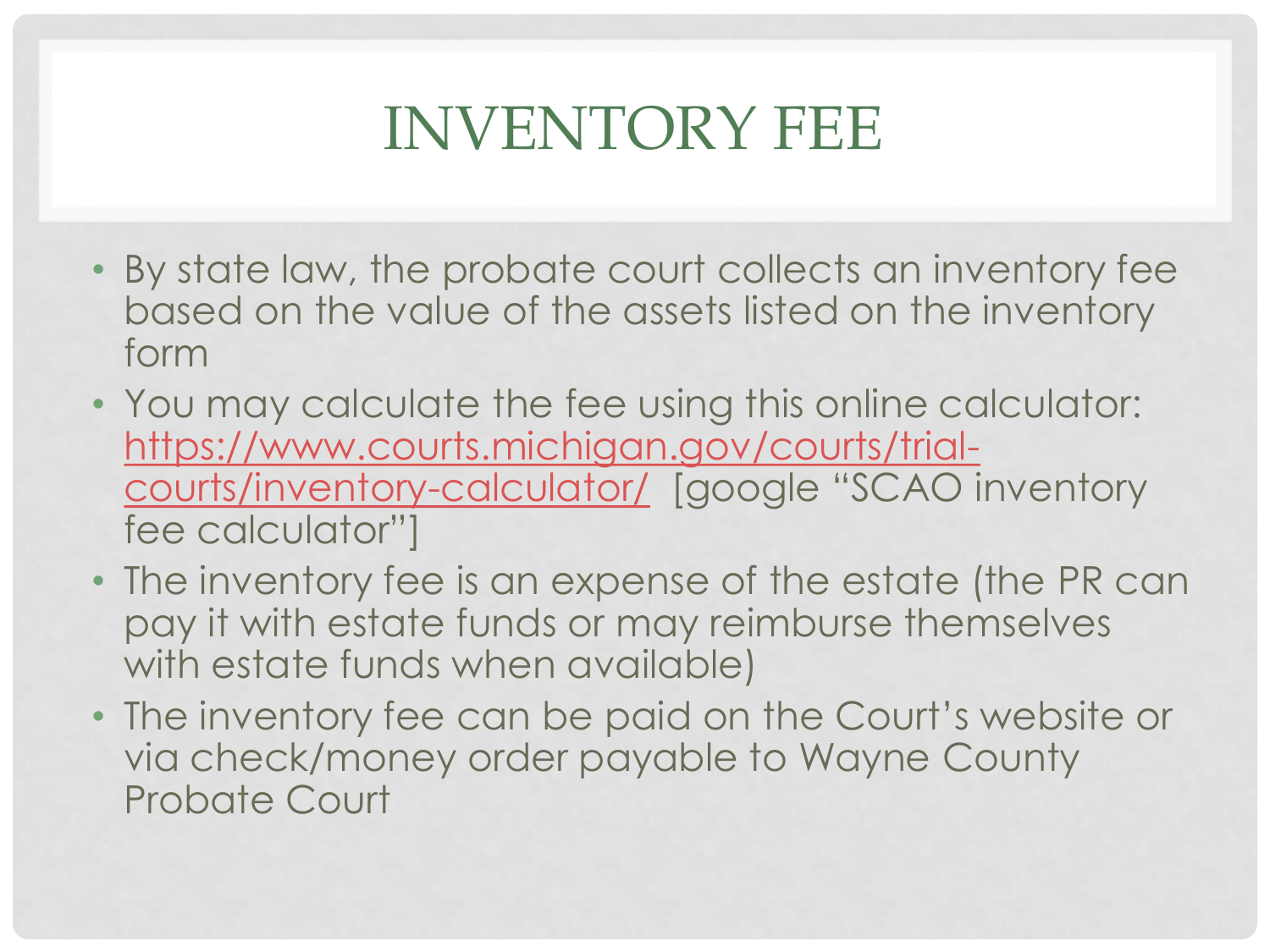# INVENTORY FEE

- By state law, the probate court collects an inventory fee based on the value of the assets listed on the inventory form
- You may calculate the fee using this online calculator: [https://www.courts.michigan.gov/courts/trial-courts/inventory-calculator/](https://www.courts.michigan.gov/courts/trial-courts/inventory-calculator/) [google "SCAO inventory fee calculator"]
- The inventory fee is an expense of the estate (the PR can pay it with estate funds or may reimburse themselves with estate funds when available)
- The inventory fee can be paid on the Court's website or via check/money order payable to Wayne County Probate Court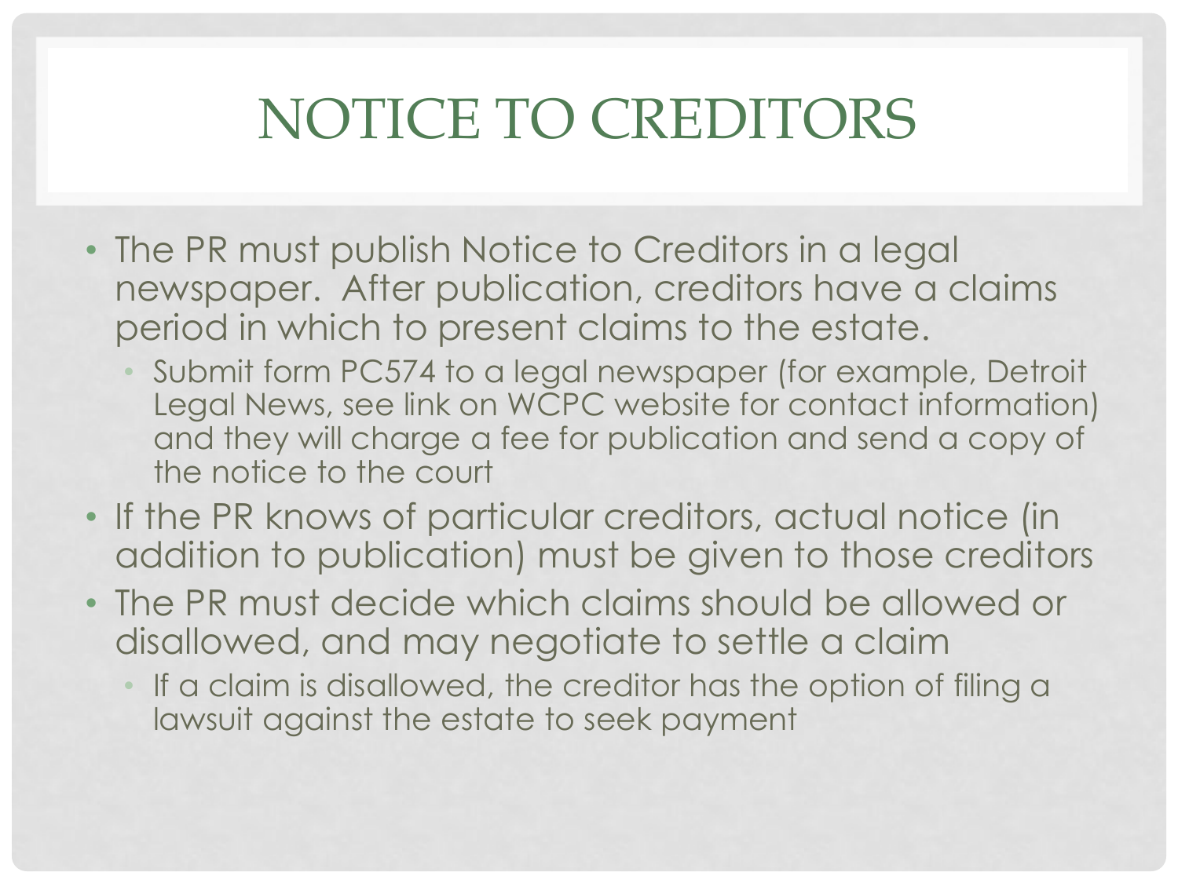# NOTICE TO CREDITORS

- The PR must publish Notice to Creditors in a legal newspaper. After publication, creditors have a claims period in which to present claims to the estate.
  - Submit form PC574 to a legal newspaper (for example, Detroit Legal News, see link on WCPC website for contact information) and they will charge a fee for publication and send a copy of the notice to the court
- If the PR knows of particular creditors, actual notice (in addition to publication) must be given to those creditors
- The PR must decide which claims should be allowed or disallowed, and may negotiate to settle a claim
  - If a claim is disallowed, the creditor has the option of filing a lawsuit against the estate to seek payment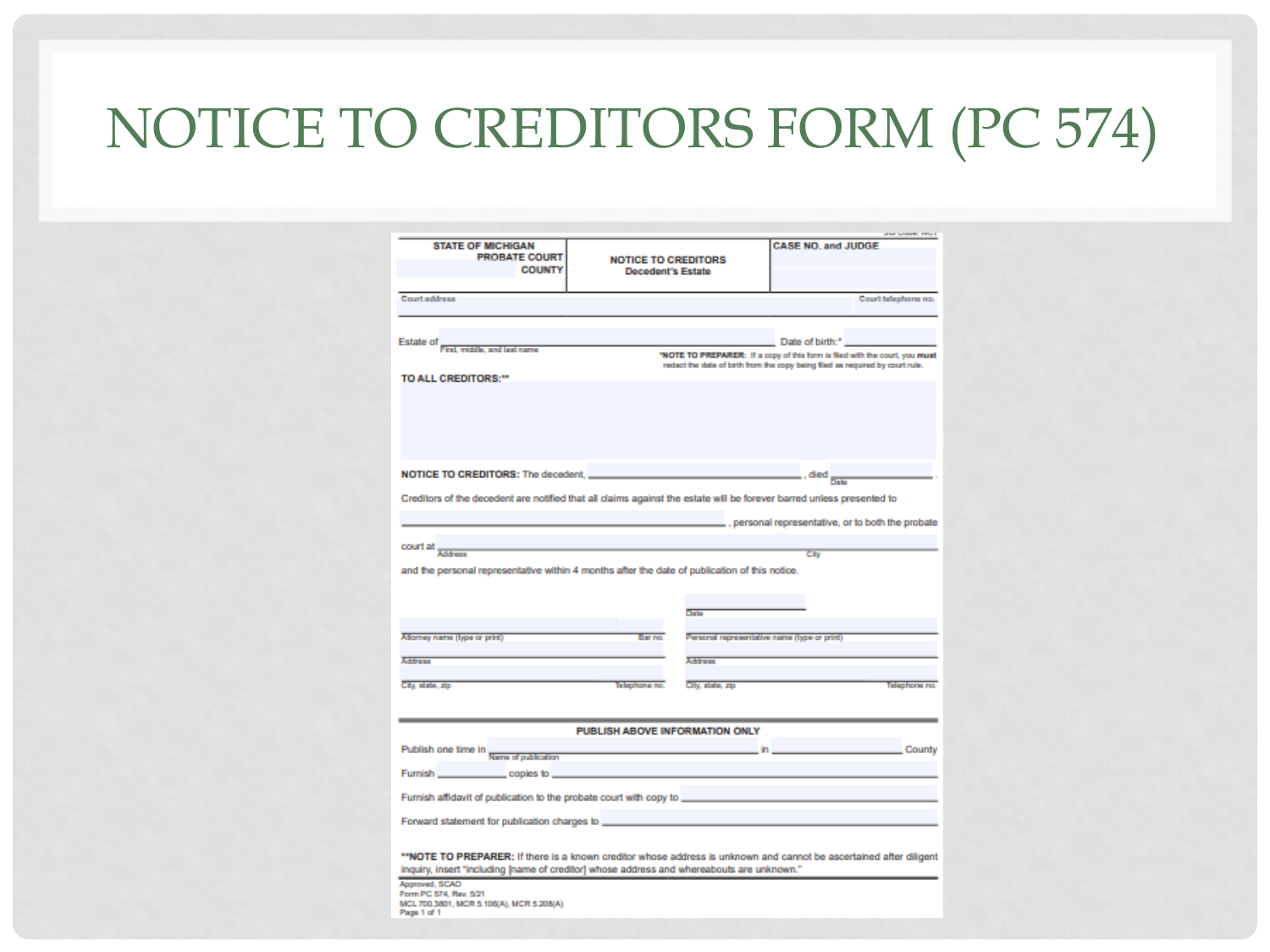# NOTICE TO CREDITORS FORM (PC 574)

**STATE OF MICHIGAN**
**PROBATE COURT**
**COUNTY**

**NOTICE TO CREDITORS**
**Decedent's Estate**

**CASE NO. and JUDGE**

Court address | Court telephone no.

Estate of ______________________ (First, middle, and last name) Date of birth:* ______________

*NOTE TO PREPARER: If a copy of this form is filed with the court, you **must** redact the date of birth from the copy being filed as required by court rule.

**TO ALL CREDITORS:****

**NOTICE TO CREDITORS:** The decedent, ______________________, died ______________ (Date).

Creditors of the decedent are notified that all claims against the estate will be forever barred unless presented to ______________________, personal representative, or to both the probate court at ______________________ (Address) ______________ (City) and the personal representative within 4 months after the date of publication of this notice.

Date

Attorney name (type or print) | Bar no.
Address
City, state, zip | Telephone no.

Personal representative name (type or print)
Address
City, state, zip | Telephone no.

**PUBLISH ABOVE INFORMATION ONLY**

Publish one time in ______________________ (Name of publication) in ______________ County

Furnish ______________ copies to ______________________

Furnish affidavit of publication to the probate court with copy to ______________________

Forward statement for publication charges to ______________________

****NOTE TO PREPARER:** If there is a known creditor whose address is unknown and cannot be ascertained after diligent inquiry, insert "including [name of creditor] whose address and whereabouts are unknown."

Approved, SCAO
Form PC 574, Rev. 5/21
MCL 700.3801, MCR 5.106(A), MCR 5.208(A)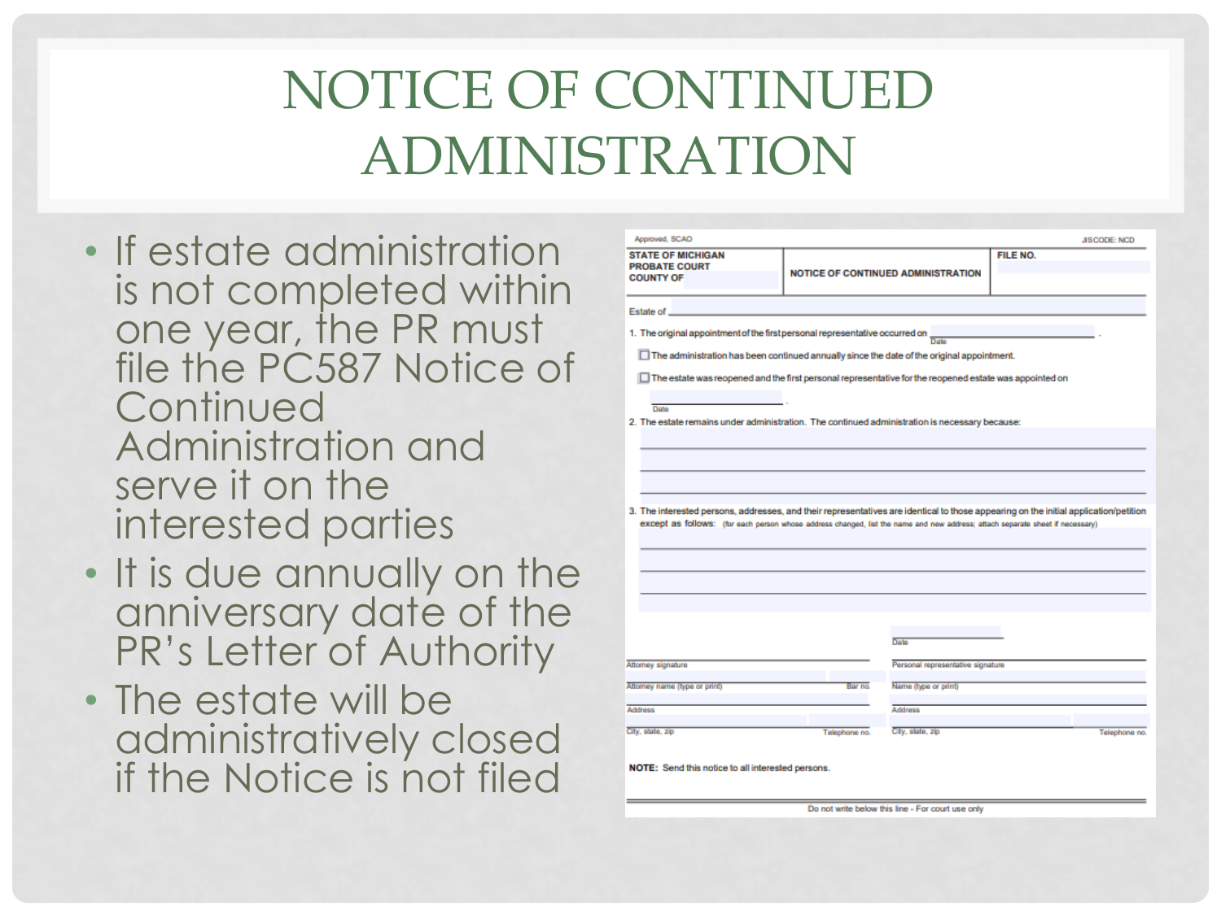# NOTICE OF CONTINUED ADMINISTRATION

- If estate administration is not completed within one year, the PR must file the PC587 Notice of Continued Administration and serve it on the interested parties
- It is due annually on the anniversary date of the PR's Letter of Authority
- The estate will be administratively closed if the Notice is not filed

Approved, SCAO | JIS CODE: NCD

| STATE OF MICHIGAN<br>PROBATE COURT<br>COUNTY OF | NOTICE OF CONTINUED ADMINISTRATION | FILE NO. |
|---|---|---|

Estate of ______

1. The original appointment of the first personal representative occurred on ______ (Date).
   - ☐ The administration has been continued annually since the date of the original appointment.
   - ☐ The estate was reopened and the first personal representative for the reopened estate was appointed on ______ (Date).
2. The estate remains under administration. The continued administration is necessary because:
3. The interested persons, addresses, and their representatives are identical to those appearing on the initial application/petition except as follows: (for each person whose address changed, list the name and new address; attach separate sheet if necessary)

Date

Attorney signature | Personal representative signature

Attorney name (type or print) | Bar no. | Name (type or print)

Address | Address

City, state, zip | Telephone no. | City, state, zip | Telephone no.

**NOTE:** Send this notice to all interested persons.

Do not write below this line - For court use only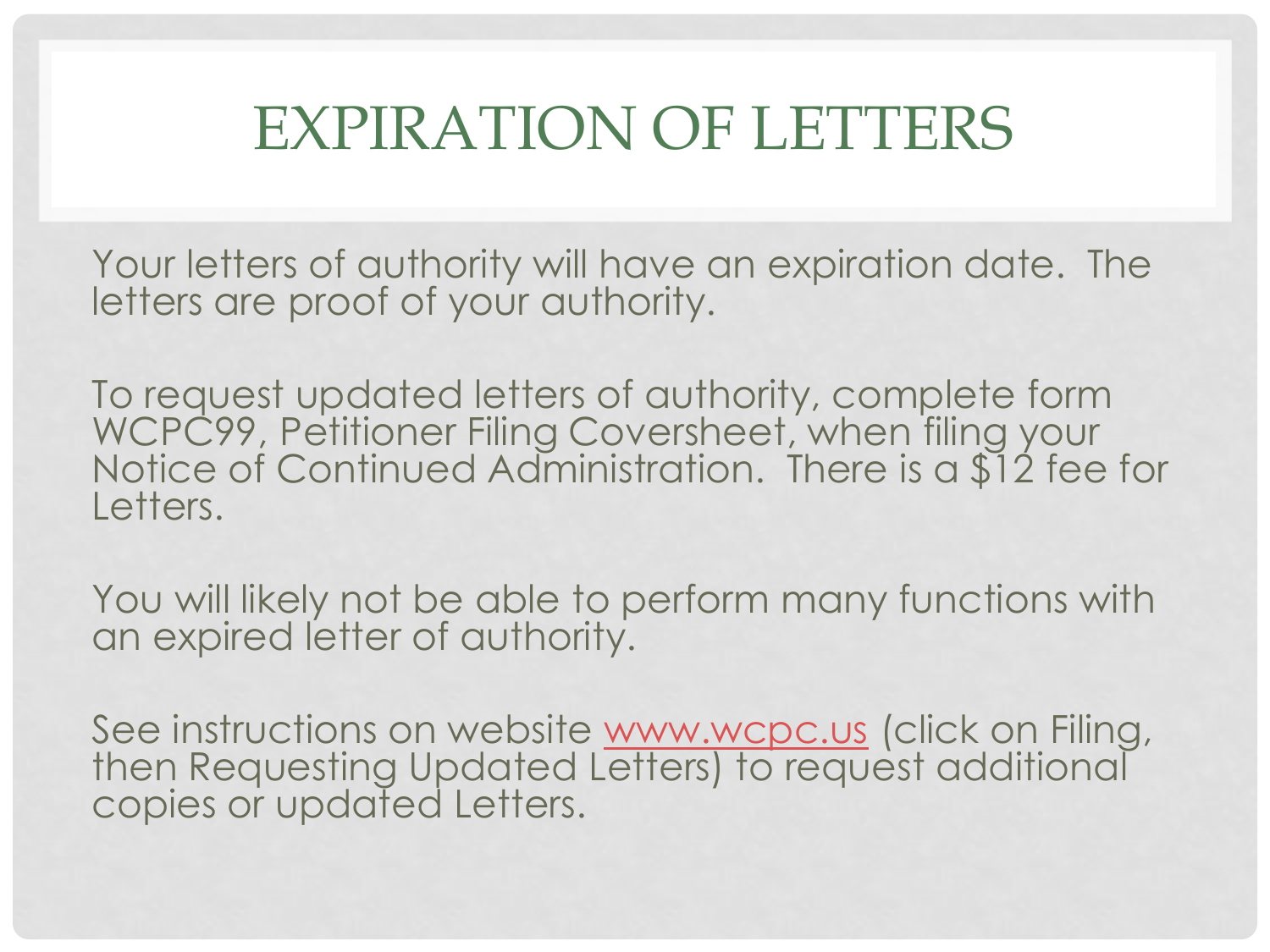# EXPIRATION OF LETTERS

Your letters of authority will have an expiration date. The letters are proof of your authority.

To request updated letters of authority, complete form WCPC99, Petitioner Filing Coversheet, when filing your Notice of Continued Administration. There is a $12 fee for Letters.

You will likely not be able to perform many functions with an expired letter of authority.

See instructions on website [www.wcpc.us](http://www.wcpc.us) (click on Filing, then Requesting Updated Letters) to request additional copies or updated Letters.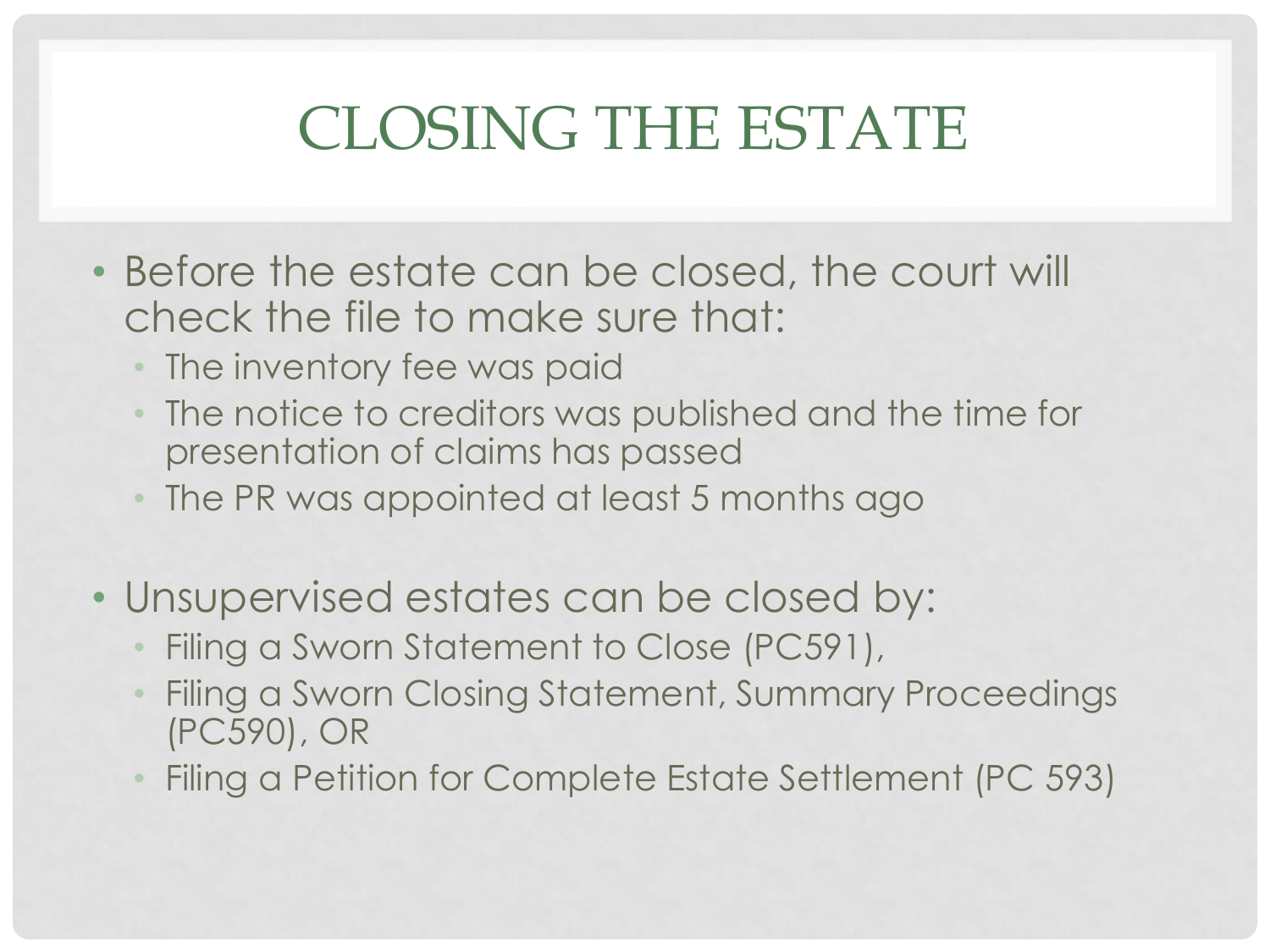# CLOSING THE ESTATE

- Before the estate can be closed, the court will check the file to make sure that:
  - The inventory fee was paid
  - The notice to creditors was published and the time for presentation of claims has passed
  - The PR was appointed at least 5 months ago

- Unsupervised estates can be closed by:
  - Filing a Sworn Statement to Close (PC591),
  - Filing a Sworn Closing Statement, Summary Proceedings (PC590), OR
  - Filing a Petition for Complete Estate Settlement (PC 593)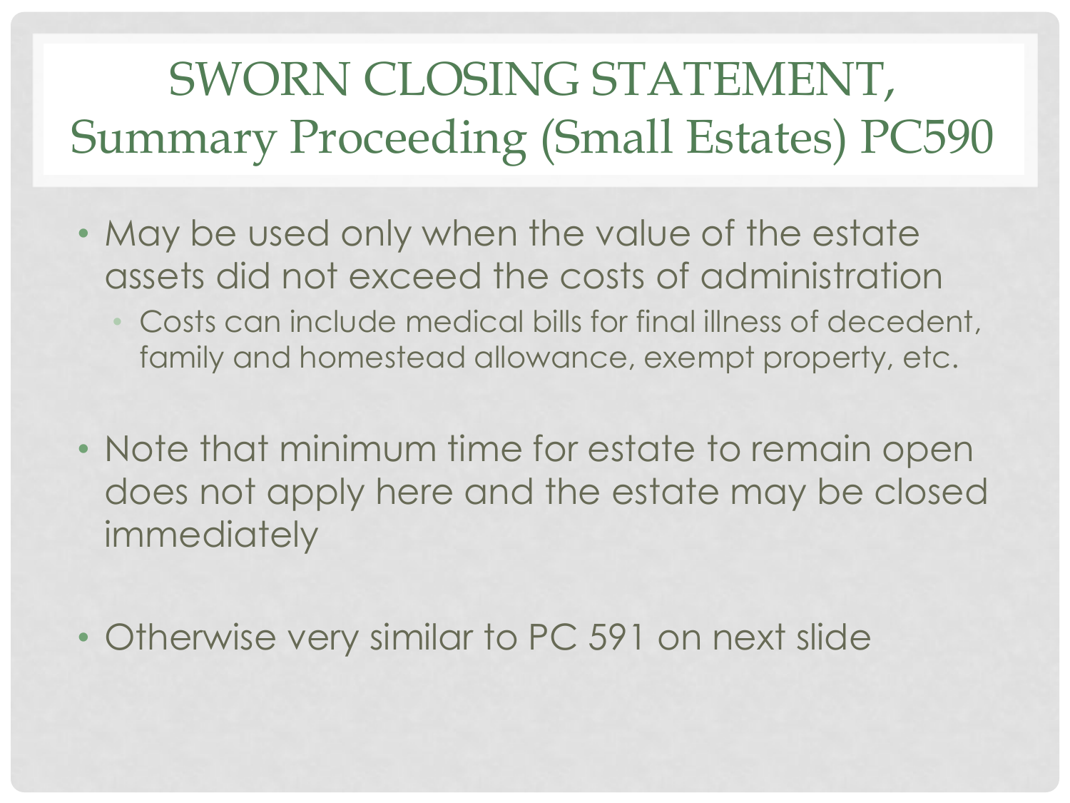# SWORN CLOSING STATEMENT, Summary Proceeding (Small Estates) PC590

- May be used only when the value of the estate assets did not exceed the costs of administration
  - Costs can include medical bills for final illness of decedent, family and homestead allowance, exempt property, etc.
- Note that minimum time for estate to remain open does not apply here and the estate may be closed immediately
- Otherwise very similar to PC 591 on next slide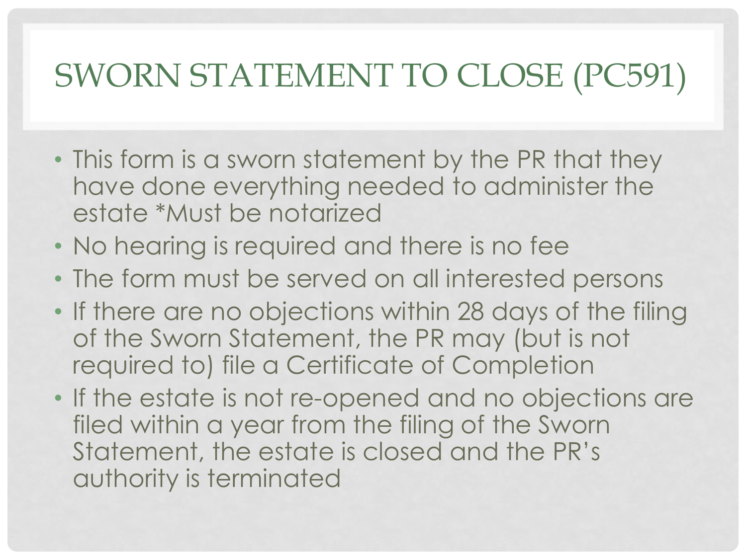# SWORN STATEMENT TO CLOSE (PC591)

- This form is a sworn statement by the PR that they have done everything needed to administer the estate *Must be notarized
- No hearing is required and there is no fee
- The form must be served on all interested persons
- If there are no objections within 28 days of the filing of the Sworn Statement, the PR may (but is not required to) file a Certificate of Completion
- If the estate is not re-opened and no objections are filed within a year from the filing of the Sworn Statement, the estate is closed and the PR's authority is terminated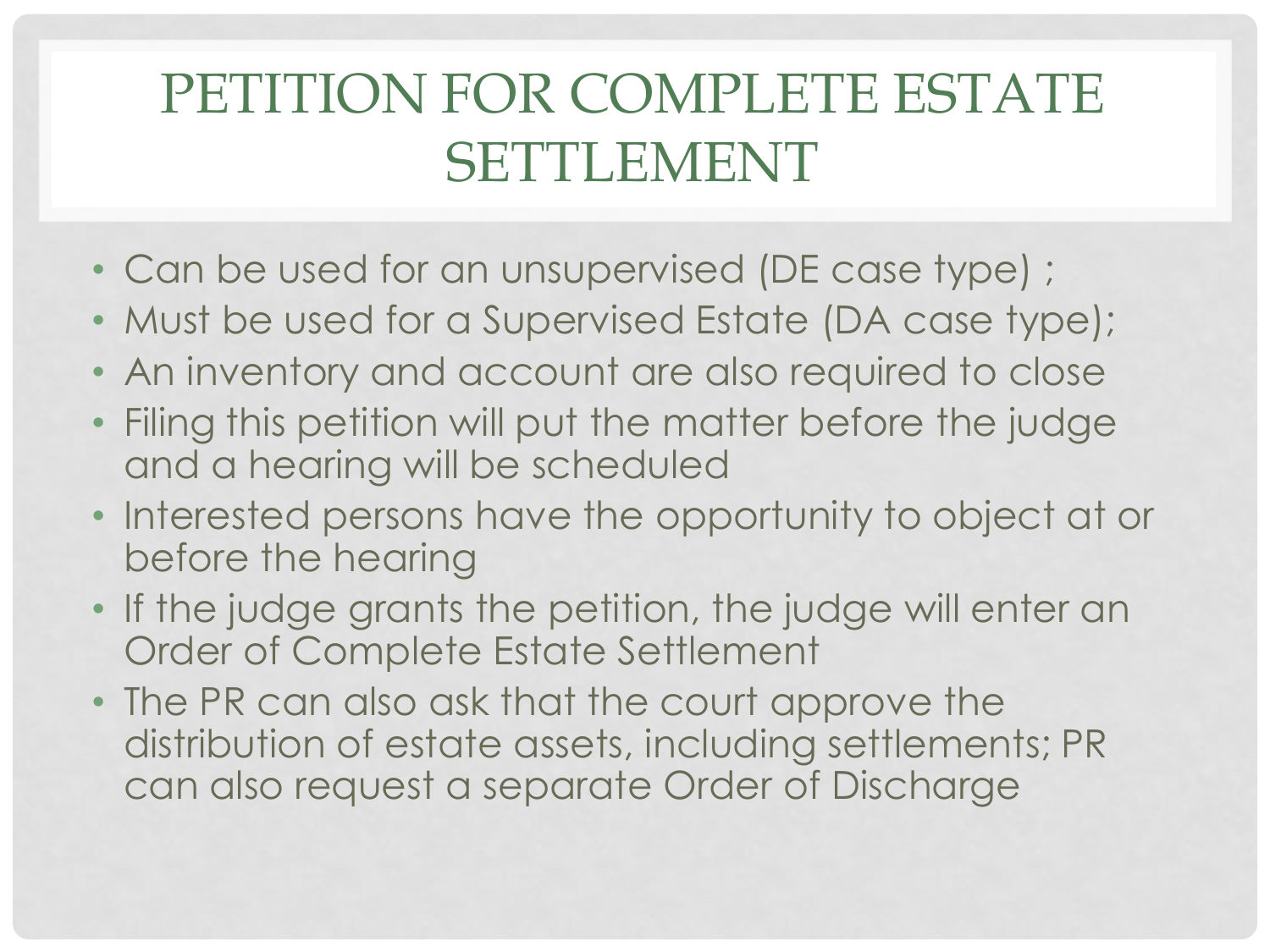# PETITION FOR COMPLETE ESTATE SETTLEMENT

- Can be used for an unsupervised (DE case type) ;
- Must be used for a Supervised Estate (DA case type);
- An inventory and account are also required to close
- Filing this petition will put the matter before the judge and a hearing will be scheduled
- Interested persons have the opportunity to object at or before the hearing
- If the judge grants the petition, the judge will enter an Order of Complete Estate Settlement
- The PR can also ask that the court approve the distribution of estate assets, including settlements; PR can also request a separate Order of Discharge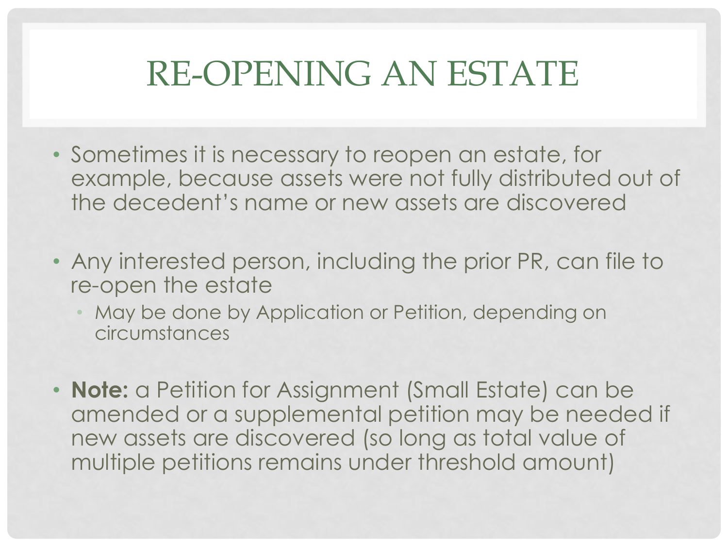# RE-OPENING AN ESTATE

- Sometimes it is necessary to reopen an estate, for example, because assets were not fully distributed out of the decedent's name or new assets are discovered

- Any interested person, including the prior PR, can file to re-open the estate
  - May be done by Application or Petition, depending on circumstances

- **Note:** a Petition for Assignment (Small Estate) can be amended or a supplemental petition may be needed if new assets are discovered (so long as total value of multiple petitions remains under threshold amount)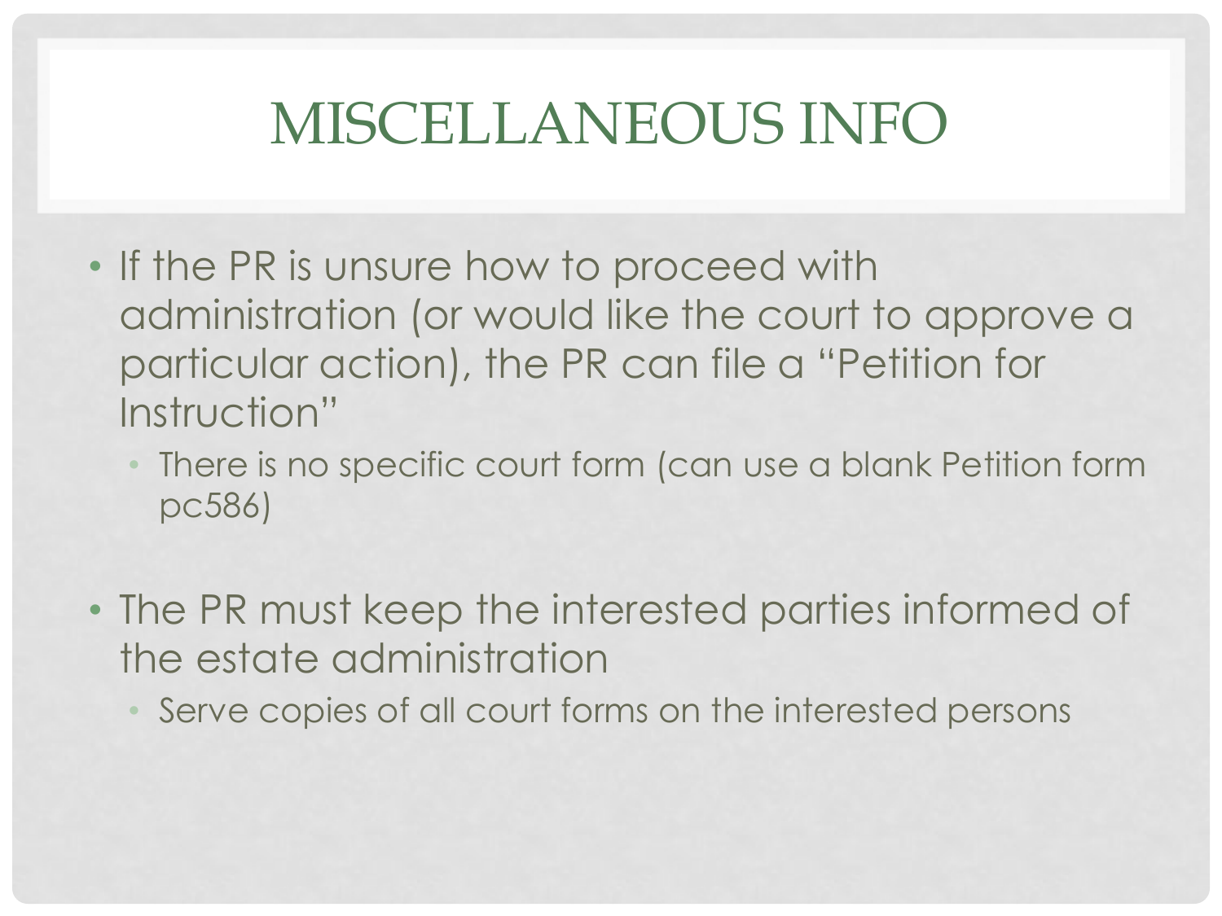# MISCELLANEOUS INFO

- If the PR is unsure how to proceed with administration (or would like the court to approve a particular action), the PR can file a "Petition for Instruction"
  - There is no specific court form (can use a blank Petition form pc586)

- The PR must keep the interested parties informed of the estate administration
  - Serve copies of all court forms on the interested persons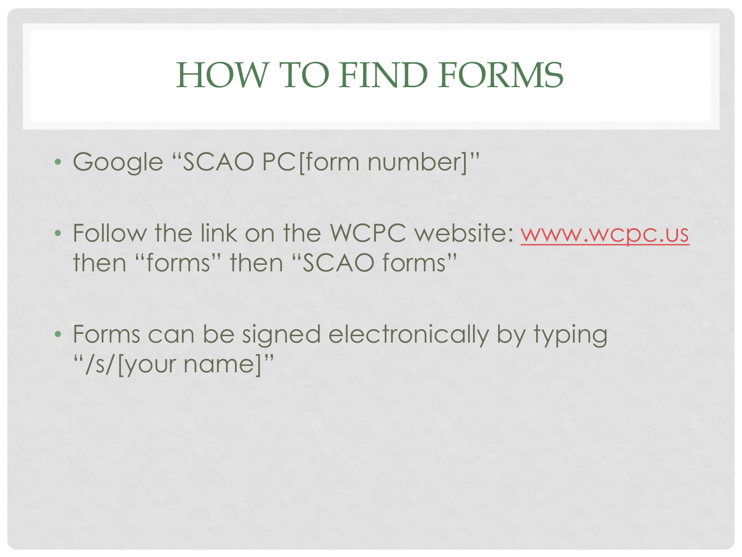# HOW TO FIND FORMS

- Google "SCAO PC[form number]"

- Follow the link on the WCPC website: www.wcpc.us then "forms" then "SCAO forms"

- Forms can be signed electronically by typing "/s/[your name]"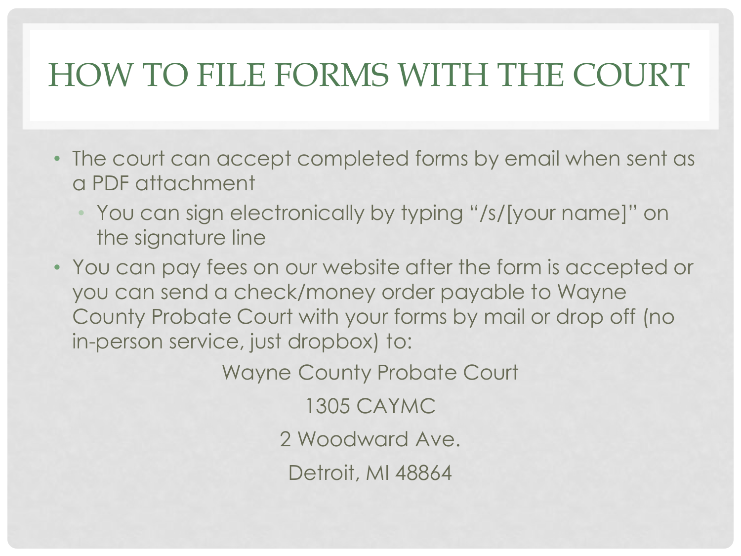# HOW TO FILE FORMS WITH THE COURT

- The court can accept completed forms by email when sent as a PDF attachment
  - You can sign electronically by typing "/s/[your name]" on the signature line
- You can pay fees on our website after the form is accepted or you can send a check/money order payable to Wayne County Probate Court with your forms by mail or drop off (no in-person service, just dropbox) to:

Wayne County Probate Court

1305 CAYMC

2 Woodward Ave.

Detroit, MI 48864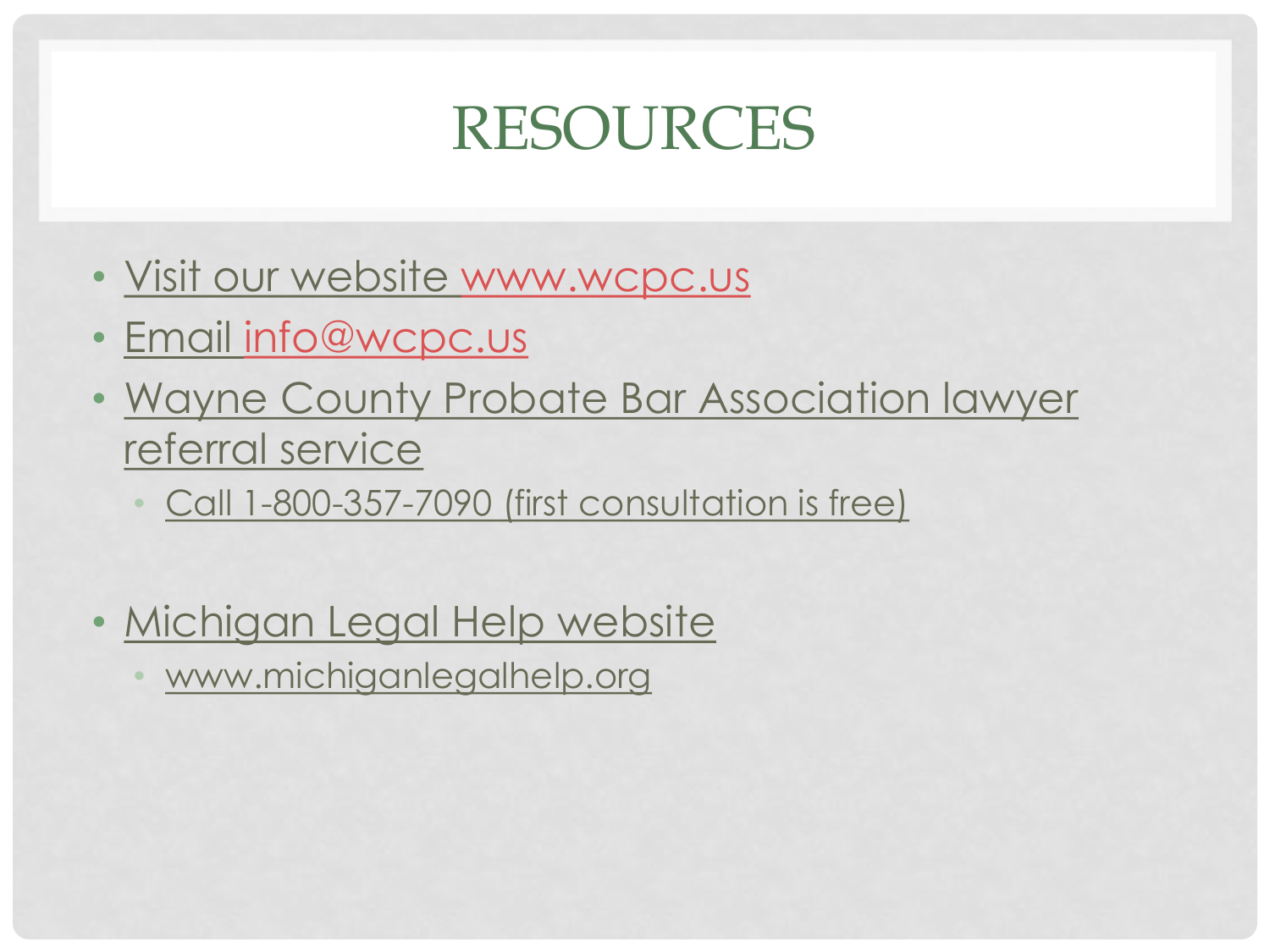# RESOURCES

- Visit our website www.wcpc.us
- Email info@wcpc.us
- Wayne County Probate Bar Association lawyer referral service
  - Call 1-800-357-7090 (first consultation is free)
- Michigan Legal Help website
  - www.michiganlegalhelp.org